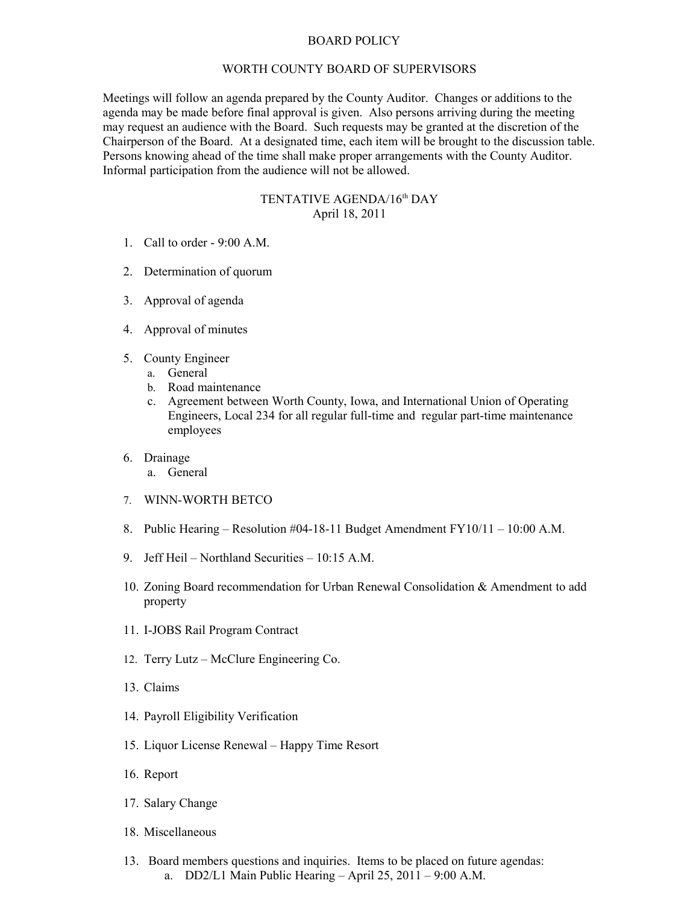# BOARD POLICY

## WORTH COUNTY BOARD OF SUPERVISORS

Meetings will follow an agenda prepared by the County Auditor. Changes or additions to the agenda may be made before final approval is given. Also persons arriving during the meeting may request an audience with the Board. Such requests may be granted at the discretion of the Chairperson of the Board. At a designated time, each item will be brought to the discussion table. Persons knowing ahead of the time shall make proper arrangements with the County Auditor. Informal participation from the audience will not be allowed.

## TENTATIVE AGENDA/16th DAY
April 18, 2011

1. Call to order - 9:00 A.M.
2. Determination of quorum
3. Approval of agenda
4. Approval of minutes
5. County Engineer
   a. General
   b. Road maintenance
   c. Agreement between Worth County, Iowa, and International Union of Operating Engineers, Local 234 for all regular full-time and regular part-time maintenance employees
6. Drainage
   a. General
7. WINN-WORTH BETCO
8. Public Hearing – Resolution #04-18-11 Budget Amendment FY10/11 – 10:00 A.M.
9. Jeff Heil – Northland Securities – 10:15 A.M.
10. Zoning Board recommendation for Urban Renewal Consolidation & Amendment to add property
11. I-JOBS Rail Program Contract
12. Terry Lutz – McClure Engineering Co.
13. Claims
14. Payroll Eligibility Verification
15. Liquor License Renewal – Happy Time Resort
16. Report
17. Salary Change
18. Miscellaneous

13. Board members questions and inquiries. Items to be placed on future agendas:
    a. DD2/L1 Main Public Hearing – April 25, 2011 – 9:00 A.M.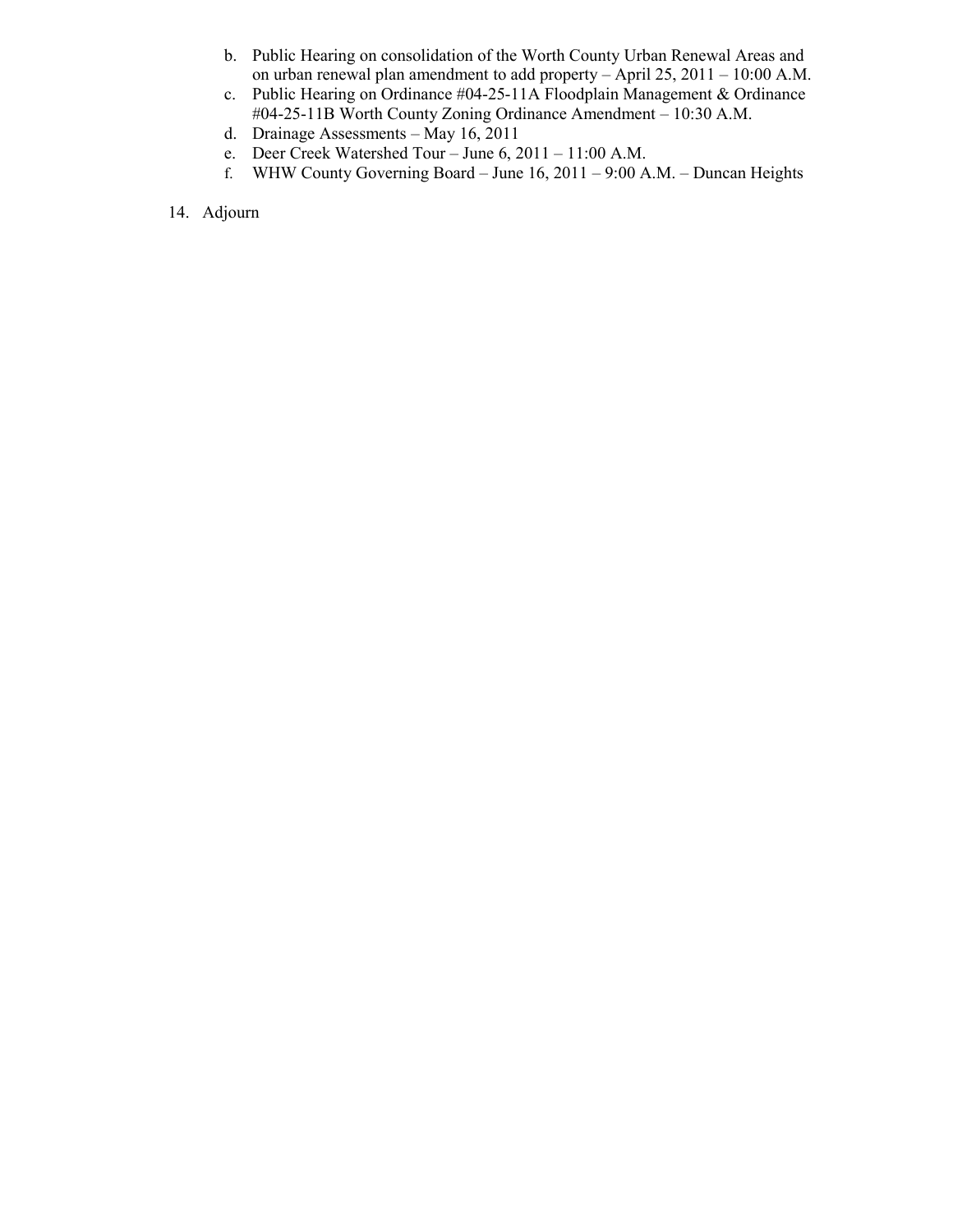b. Public Hearing on consolidation of the Worth County Urban Renewal Areas and on urban renewal plan amendment to add property – April 25, 2011 – 10:00 A.M.
c. Public Hearing on Ordinance #04-25-11A Floodplain Management & Ordinance #04-25-11B Worth County Zoning Ordinance Amendment – 10:30 A.M.
d. Drainage Assessments – May 16, 2011
e. Deer Creek Watershed Tour – June 6, 2011 – 11:00 A.M.
f. WHW County Governing Board – June 16, 2011 – 9:00 A.M. – Duncan Heights

14. Adjourn